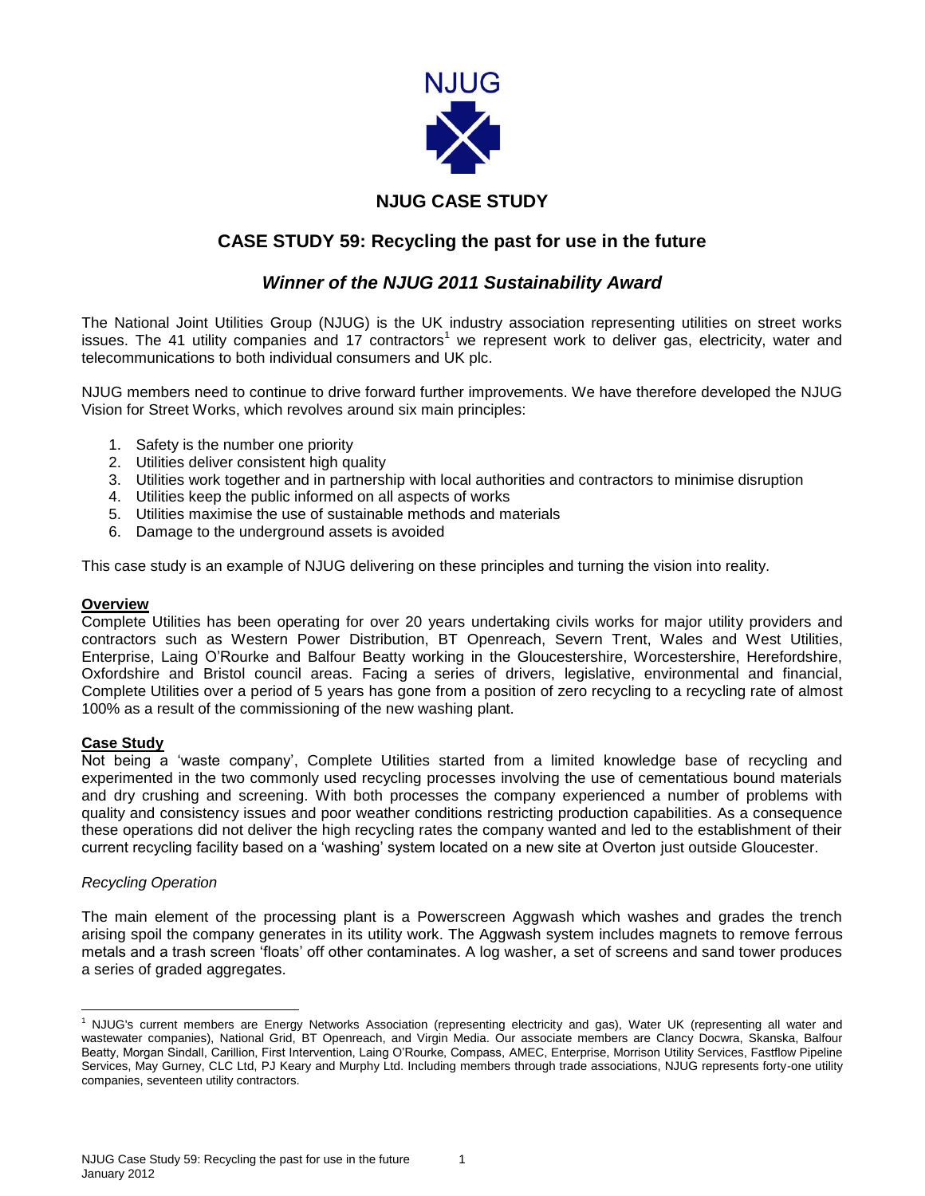NJUG

## NJUG CASE STUDY

# CASE STUDY 59: Recycling the past for use in the future

### *Winner of the NJUG 2011 Sustainability Award*

The National Joint Utilities Group (NJUG) is the UK industry association representing utilities on street works issues. The 41 utility companies and 17 contractors[1] we represent work to deliver gas, electricity, water and telecommunications to both individual consumers and UK plc.

NJUG members need to continue to drive forward further improvements. We have therefore developed the NJUG Vision for Street Works, which revolves around six main principles:

1. Safety is the number one priority
2. Utilities deliver consistent high quality
3. Utilities work together and in partnership with local authorities and contractors to minimise disruption
4. Utilities keep the public informed on all aspects of works
5. Utilities maximise the use of sustainable methods and materials
6. Damage to the underground assets is avoided

This case study is an example of NJUG delivering on these principles and turning the vision into reality.

**Overview**

Complete Utilities has been operating for over 20 years undertaking civils works for major utility providers and contractors such as Western Power Distribution, BT Openreach, Severn Trent, Wales and West Utilities, Enterprise, Laing O'Rourke and Balfour Beatty working in the Gloucestershire, Worcestershire, Herefordshire, Oxfordshire and Bristol council areas. Facing a series of drivers, legislative, environmental and financial, Complete Utilities over a period of 5 years has gone from a position of zero recycling to a recycling rate of almost 100% as a result of the commissioning of the new washing plant.

**Case Study**

Not being a 'waste company', Complete Utilities started from a limited knowledge base of recycling and experimented in the two commonly used recycling processes involving the use of cementatious bound materials and dry crushing and screening. With both processes the company experienced a number of problems with quality and consistency issues and poor weather conditions restricting production capabilities. As a consequence these operations did not deliver the high recycling rates the company wanted and led to the establishment of their current recycling facility based on a 'washing' system located on a new site at Overton just outside Gloucester.

*Recycling Operation*

The main element of the processing plant is a Powerscreen Aggwash which washes and grades the trench arising spoil the company generates in its utility work. The Aggwash system includes magnets to remove ferrous metals and a trash screen 'floats' off other contaminates. A log washer, a set of screens and sand tower produces a series of graded aggregates.

[1] NJUG's current members are Energy Networks Association (representing electricity and gas), Water UK (representing all water and wastewater companies), National Grid, BT Openreach, and Virgin Media. Our associate members are Clancy Docwra, Skanska, Balfour Beatty, Morgan Sindall, Carillion, First Intervention, Laing O'Rourke, Compass, AMEC, Enterprise, Morrison Utility Services, Fastflow Pipeline Services, May Gurney, CLC Ltd, PJ Keary and Murphy Ltd. Including members through trade associations, NJUG represents forty-one utility companies, seventeen utility contractors.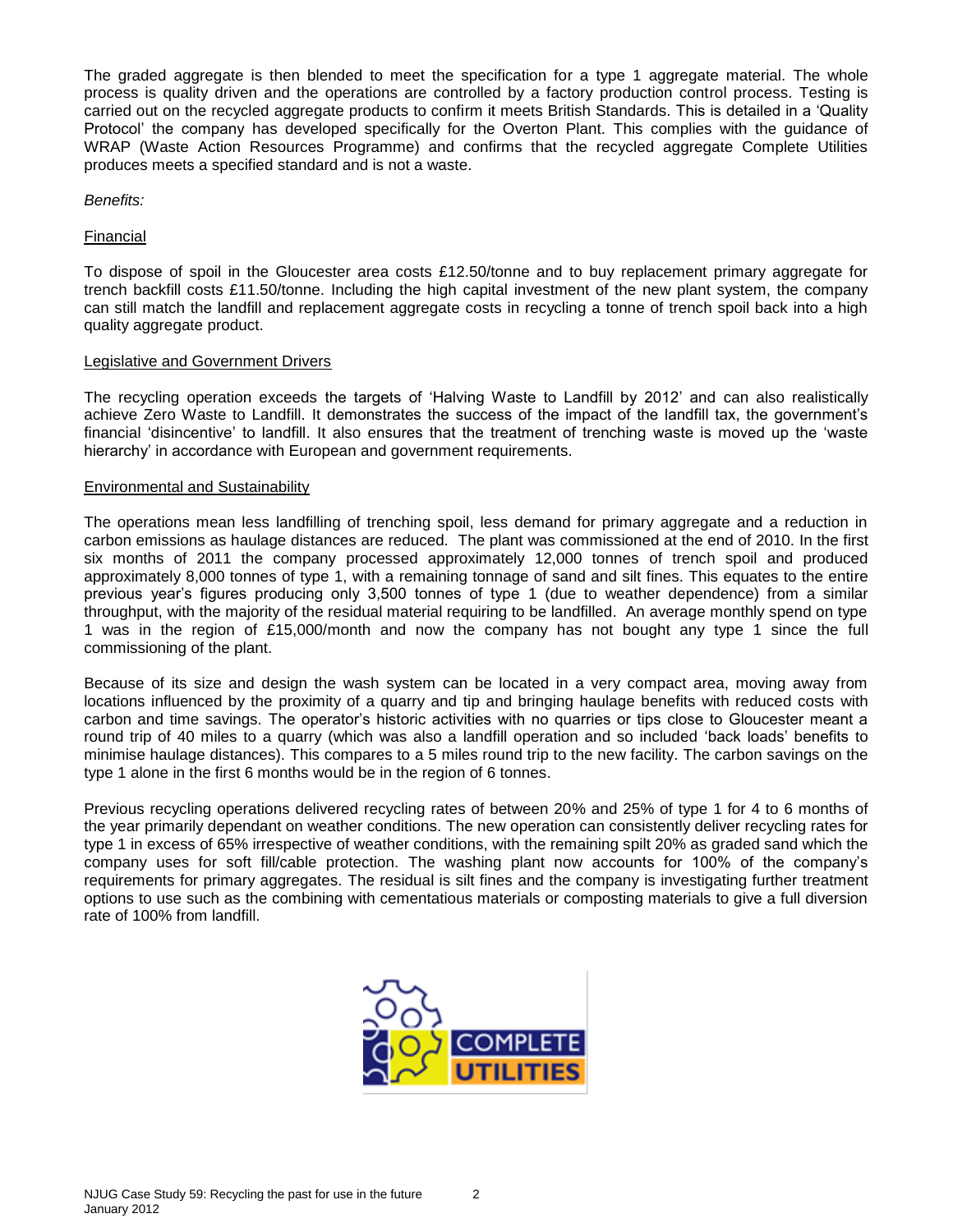The graded aggregate is then blended to meet the specification for a type 1 aggregate material. The whole process is quality driven and the operations are controlled by a factory production control process. Testing is carried out on the recycled aggregate products to confirm it meets British Standards. This is detailed in a 'Quality Protocol' the company has developed specifically for the Overton Plant. This complies with the guidance of WRAP (Waste Action Resources Programme) and confirms that the recycled aggregate Complete Utilities produces meets a specified standard and is not a waste.

*Benefits:*

Financial

To dispose of spoil in the Gloucester area costs £12.50/tonne and to buy replacement primary aggregate for trench backfill costs £11.50/tonne. Including the high capital investment of the new plant system, the company can still match the landfill and replacement aggregate costs in recycling a tonne of trench spoil back into a high quality aggregate product.

Legislative and Government Drivers

The recycling operation exceeds the targets of 'Halving Waste to Landfill by 2012' and can also realistically achieve Zero Waste to Landfill. It demonstrates the success of the impact of the landfill tax, the government's financial 'disincentive' to landfill. It also ensures that the treatment of trenching waste is moved up the 'waste hierarchy' in accordance with European and government requirements.

Environmental and Sustainability

The operations mean less landfilling of trenching spoil, less demand for primary aggregate and a reduction in carbon emissions as haulage distances are reduced. The plant was commissioned at the end of 2010. In the first six months of 2011 the company processed approximately 12,000 tonnes of trench spoil and produced approximately 8,000 tonnes of type 1, with a remaining tonnage of sand and silt fines. This equates to the entire previous year's figures producing only 3,500 tonnes of type 1 (due to weather dependence) from a similar throughput, with the majority of the residual material requiring to be landfilled. An average monthly spend on type 1 was in the region of £15,000/month and now the company has not bought any type 1 since the full commissioning of the plant.

Because of its size and design the wash system can be located in a very compact area, moving away from locations influenced by the proximity of a quarry and tip and bringing haulage benefits with reduced costs with carbon and time savings. The operator's historic activities with no quarries or tips close to Gloucester meant a round trip of 40 miles to a quarry (which was also a landfill operation and so included 'back loads' benefits to minimise haulage distances). This compares to a 5 miles round trip to the new facility. The carbon savings on the type 1 alone in the first 6 months would be in the region of 6 tonnes.

Previous recycling operations delivered recycling rates of between 20% and 25% of type 1 for 4 to 6 months of the year primarily dependant on weather conditions. The new operation can consistently deliver recycling rates for type 1 in excess of 65% irrespective of weather conditions, with the remaining spilt 20% as graded sand which the company uses for soft fill/cable protection. The washing plant now accounts for 100% of the company's requirements for primary aggregates. The residual is silt fines and the company is investigating further treatment options to use such as the combining with cementatious materials or composting materials to give a full diversion rate of 100% from landfill.

COMPLETE UTILITIES

NJUG Case Study 59: Recycling the past for use in the future
January 2012